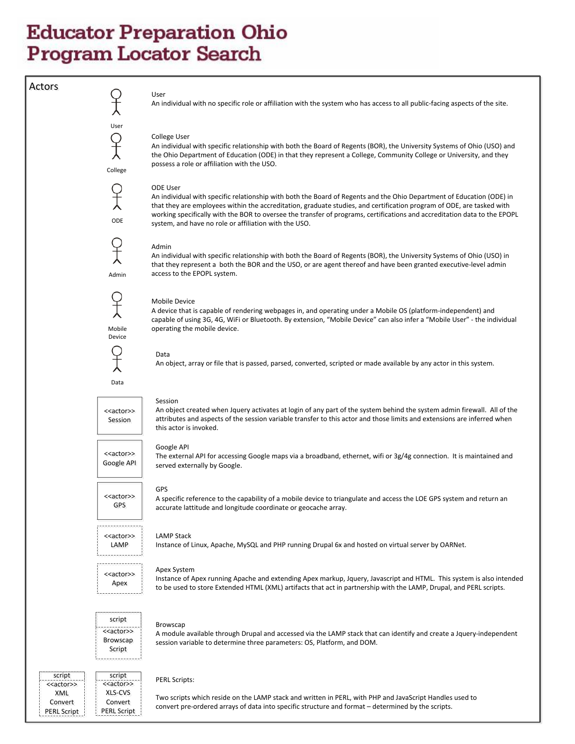# Educator Preparation Ohio Program Locator Search

## Actors

User

**User**
An individual with no specific role or affiliation with the system who has access to all public-facing aspects of the site.

College

**College User**
An individual with specific relationship with both the Board of Regents (BOR), the University Systems of Ohio (USO) and the Ohio Department of Education (ODE) in that they represent a College, Community College or University, and they possess a role or affiliation with the USO.

ODE

**ODE User**
An individual with specific relationship with both the Board of Regents and the Ohio Department of Education (ODE) in that they are employees within the accreditation, graduate studies, and certification program of ODE, are tasked with working specifically with the BOR to oversee the transfer of programs, certifications and accreditation data to the EPOPL system, and have no role or affiliation with the USO.

Admin

**Admin**
An individual with specific relationship with both the Board of Regents (BOR), the University Systems of Ohio (USO) in that they represent a both the BOR and the USO, or are agent thereof and have been granted executive-level admin access to the EPOPL system.

Mobile Device

**Mobile Device**
A device that is capable of rendering webpages in, and operating under a Mobile OS (platform-independent) and capable of using 3G, 4G, WiFi or Bluetooth. By extension, "Mobile Device" can also infer a "Mobile User" - the individual operating the mobile device.

Data

**Data**
An object, array or file that is passed, parsed, converted, scripted or made available by any actor in this system.

<<actor>> Session

**Session**
An object created when Jquery activates at login of any part of the system behind the system admin firewall. All of the attributes and aspects of the session variable transfer to this actor and those limits and extensions are inferred when this actor is invoked.

<<actor>> Google API

**Google API**
The external API for accessing Google maps via a broadband, ethernet, wifi or 3g/4g connection. It is maintained and served externally by Google.

<<actor>> GPS

**GPS**
A specific reference to the capability of a mobile device to triangulate and access the LOE GPS system and return an accurate lattitude and longitude coordinate or geocache array.

<<actor>> LAMP

**LAMP Stack**
Instance of Linux, Apache, MySQL and PHP running Drupal 6x and hosted on virtual server by OARNet.

<<actor>> Apex

**Apex System**
Instance of Apex running Apache and extending Apex markup, Jquery, Javascript and HTML. This system is also intended to be used to store Extended HTML (XML) artifacts that act in partnership with the LAMP, Drupal, and PERL scripts.

script <<actor>> Browscap Script

**Browscap**
A module available through Drupal and accessed via the LAMP stack that can identify and create a Jquery-independent session variable to determine three parameters: OS, Platform, and DOM.

script <<actor>> XML Convert PERL Script

script <<actor>> XLS-CVS Convert PERL Script

**PERL Scripts:**

Two scripts which reside on the LAMP stack and written in PERL, with PHP and JavaScript Handles used to convert pre-ordered arrays of data into specific structure and format – determined by the scripts.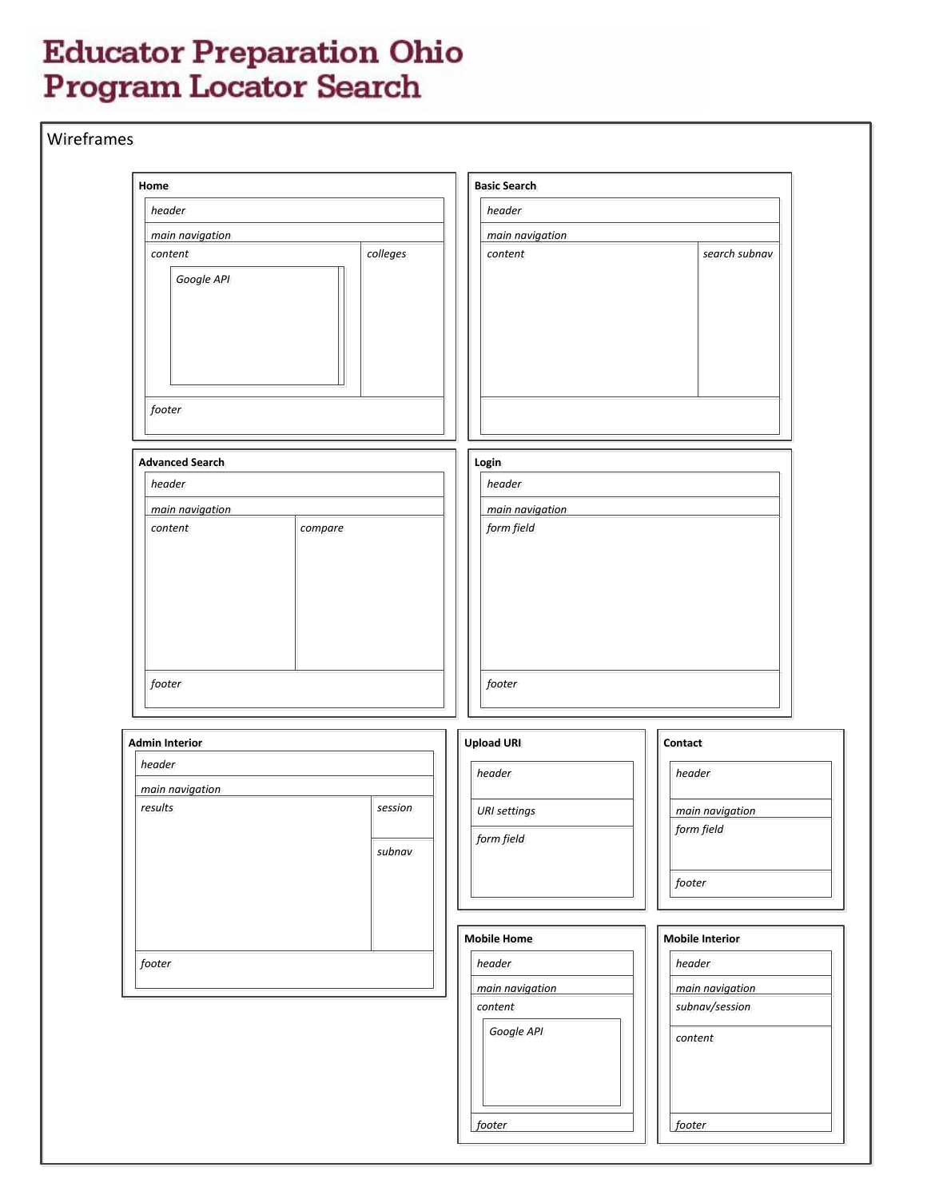# Educator Preparation Ohio Program Locator Search

## Wireframes

**Home**

*header*

*main navigation*

*content*

*Google API*

*colleges*

*footer*

**Basic Search**

*header*

*main navigation*

*content*

*search subnav*

**Advanced Search**

*header*

*main navigation*

*content*

*compare*

*footer*

**Login**

*header*

*main navigation*

*form field*

*footer*

**Admin Interior**

*header*

*main navigation*

*results*

*session*

*subnav*

*footer*

**Upload URI**

*header*

*URI settings*

*form field*

**Contact**

*header*

*main navigation*

*form field*

*footer*

**Mobile Home**

*header*

*main navigation*

*content*

*Google API*

*footer*

**Mobile Interior**

*header*

*main navigation*

*subnav/session*

*content*

*footer*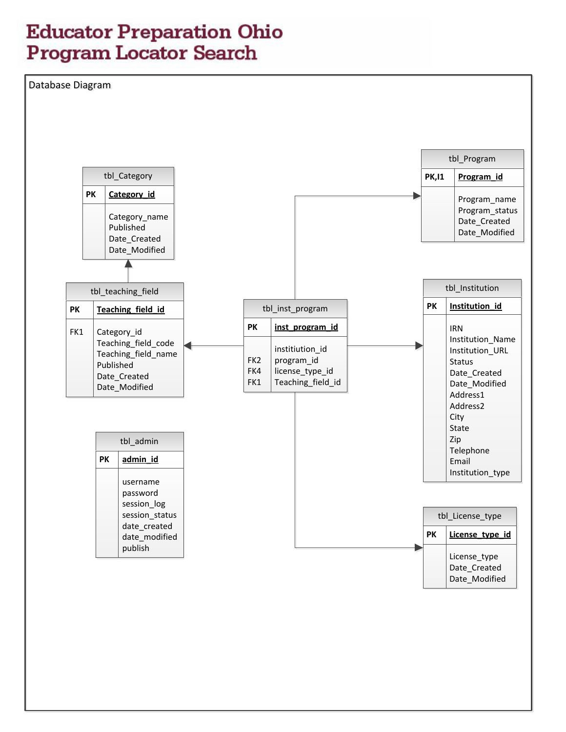# Educator Preparation Ohio
# Program Locator Search

Database Diagram

**tbl_Category**

| | |
|---|---|
| PK | **Category_id** |
| | Category_name<br>Published<br>Date_Created<br>Date_Modified |

**tbl_Program**

| | |
|---|---|
| PK,I1 | **Program_id** |
| | Program_name<br>Program_status<br>Date_Created<br>Date_Modified |

**tbl_teaching_field**

| | |
|---|---|
| PK | **Teaching_field_id** |
| FK1 | Category_id<br>Teaching_field_code<br>Teaching_field_name<br>Published<br>Date_Created<br>Date_Modified |

**tbl_inst_program**

| | |
|---|---|
| PK | **inst_program_id** |
| | instiitiution_id |
| FK2 | program_id |
| FK4 | license_type_id |
| FK1 | Teaching_field_id |

**tbl_Institution**

| | |
|---|---|
| PK | **Institution_id** |
| | IRN<br>Institution_Name<br>Institution_URL<br>Status<br>Date_Created<br>Date_Modified<br>Address1<br>Address2<br>City<br>State<br>Zip<br>Telephone<br>Email<br>Institution_type |

**tbl_admin**

| | |
|---|---|
| PK | **admin_id** |
| | username<br>password<br>session_log<br>session_status<br>date_created<br>date_modified<br>publish |

**tbl_License_type**

| | |
|---|---|
| PK | **License_type_id** |
| | License_type<br>Date_Created<br>Date_Modified |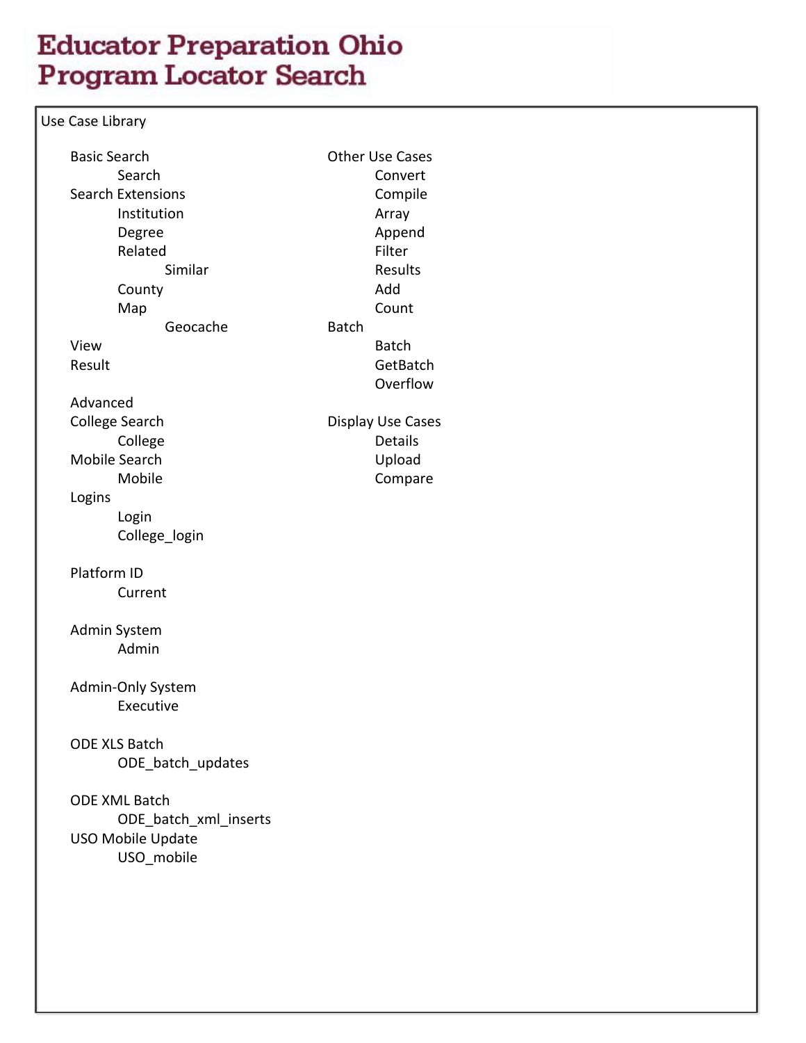# Educator Preparation Ohio
# Program Locator Search

Use Case Library

- Basic Search
    - Search
- Search Extensions
    - Institution
    - Degree
    - Related
        - Similar
    - County
    - Map
        - Geocache
- View
- Result

- Advanced
- College Search
    - College
- Mobile Search
    - Mobile
- Logins
    - Login
    - College_login

- Platform ID
    - Current

- Admin System
    - Admin

- Admin-Only System
    - Executive

- ODE XLS Batch
    - ODE_batch_updates

- ODE XML Batch
    - ODE_batch_xml_inserts
- USO Mobile Update
    - USO_mobile

- Other Use Cases
    - Convert
    - Compile
    - Array
    - Append
    - Filter
    - Results
    - Add
    - Count
- Batch
    - Batch
    - GetBatch
    - Overflow

- Display Use Cases
    - Details
    - Upload
    - Compare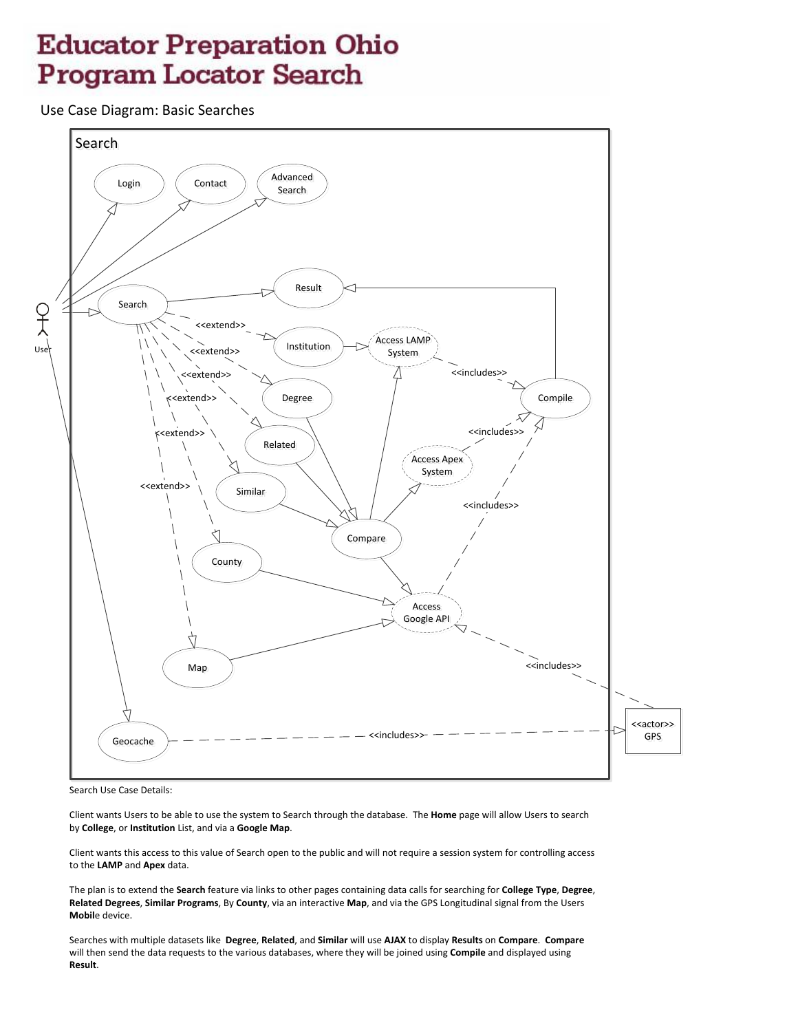# Educator Preparation Ohio Program Locator Search

Use Case Diagram: Basic Searches

Search

Login

Contact

Advanced Search

Result

User

Search

<<extend>>

Institution

Access LAMP System

<<includes>>

<<extend>>

<<extend>>

Degree

Compile

<<extend>>

<<includes>>

<<extend>>

Related

Access Apex System

Similar

<<extend>>

<<includes>>

Compare

County

Access Google API

Map

<<includes>>

<<actor>> GPS

Geocache

<<includes>>

Search Use Case Details:

Client wants Users to be able to use the system to Search through the database. The **Home** page will allow Users to search by **College**, or **Institution** List, and via a **Google Map**.

Client wants this access to this value of Search open to the public and will not require a session system for controlling access to the **LAMP** and **Apex** data.

The plan is to extend the **Search** feature via links to other pages containing data calls for searching for **College Type**, **Degree**, **Related Degrees**, **Similar Programs**, By **County**, via an interactive **Map**, and via the GPS Longitudinal signal from the Users **Mobil**e device.

Searches with multiple datasets like **Degree**, **Related**, and **Similar** will use **AJAX** to display **Results** on **Compare**. **Compare** will then send the data requests to the various databases, where they will be joined using **Compile** and displayed using **Result**.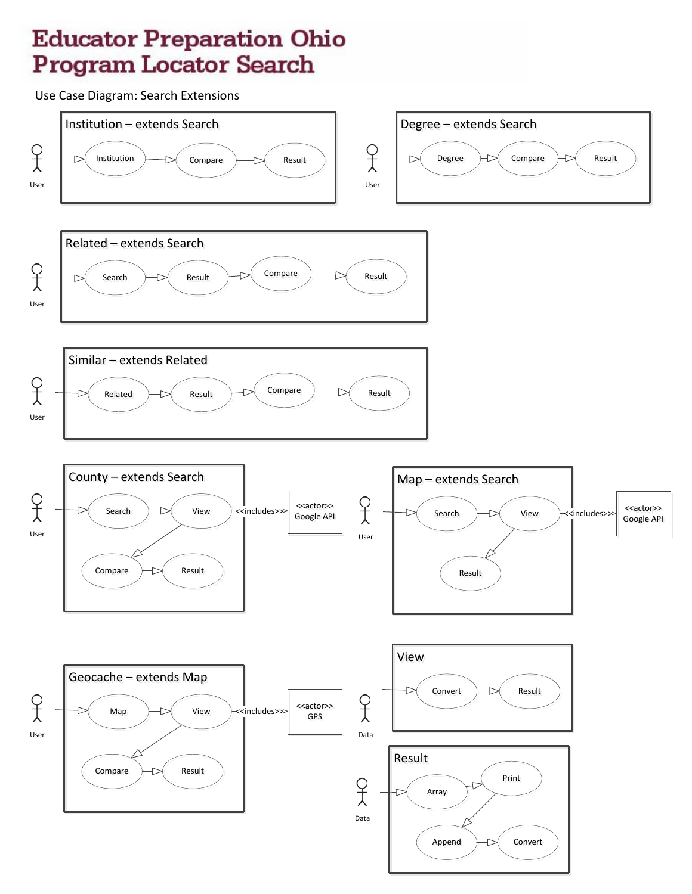# Educator Preparation Ohio Program Locator Search

Use Case Diagram: Search Extensions

**Institution – extends Search**

User → Institution → Compare → Result

**Degree – extends Search**

User → Degree → Compare → Result

**Related – extends Search**

User → Search → Result → Compare → Result

**Similar – extends Related**

User → Related → Result → Compare → Result

**County – extends Search**

User → Search → View → Compare → Result

View <<includes>> <<actor>> Google API

**Map – extends Search**

User → Search → View → Result

View <<includes>> <<actor>> Google API

**Geocache – extends Map**

User → Map → View → Compare → Result

View <<includes>> <<actor>> GPS

**View**

Data → Convert → Result

**Result**

Data → Array → Print → Append → Convert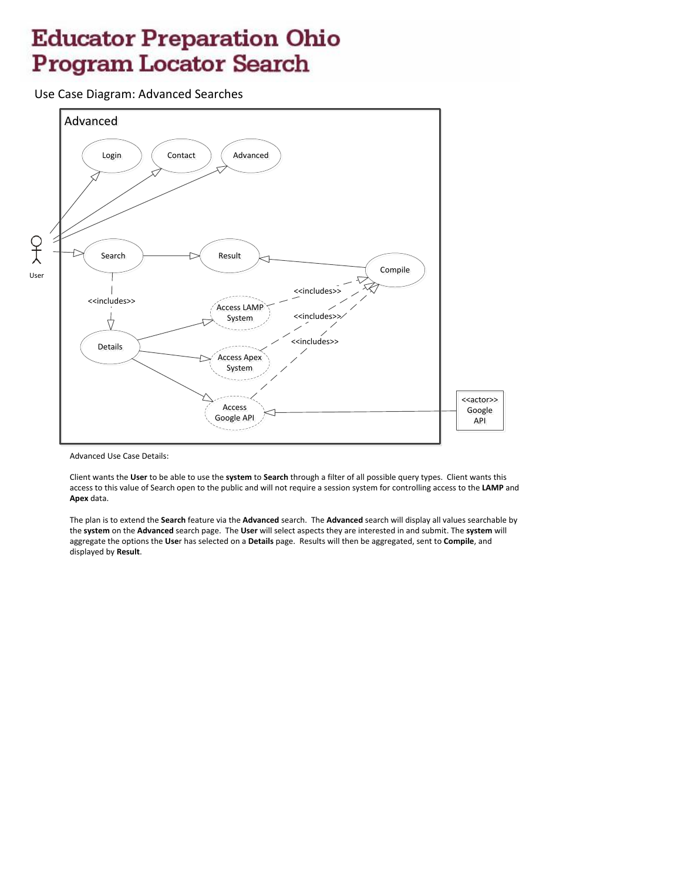# Educator Preparation Ohio Program Locator Search

Use Case Diagram: Advanced Searches

Advanced

Login

Contact

Advanced

User

Search

Result

Compile

<<includes>>

<<includes>>

Access LAMP System

<<includes>>

Details

Access Apex System

<<includes>>

Access Google API

<<actor>> Google API

Advanced Use Case Details:

Client wants the **User** to be able to use the **system** to **Search** through a filter of all possible query types. Client wants this access to this value of Search open to the public and will not require a session system for controlling access to the **LAMP** and **Apex** data.

The plan is to extend the **Search** feature via the **Advanced** search. The **Advanced** search will display all values searchable by the **system** on the **Advanced** search page. The **User** will select aspects they are interested in and submit. The **system** will aggregate the options the **User** has selected on a **Details** page. Results will then be aggregated, sent to **Compile**, and displayed by **Result**.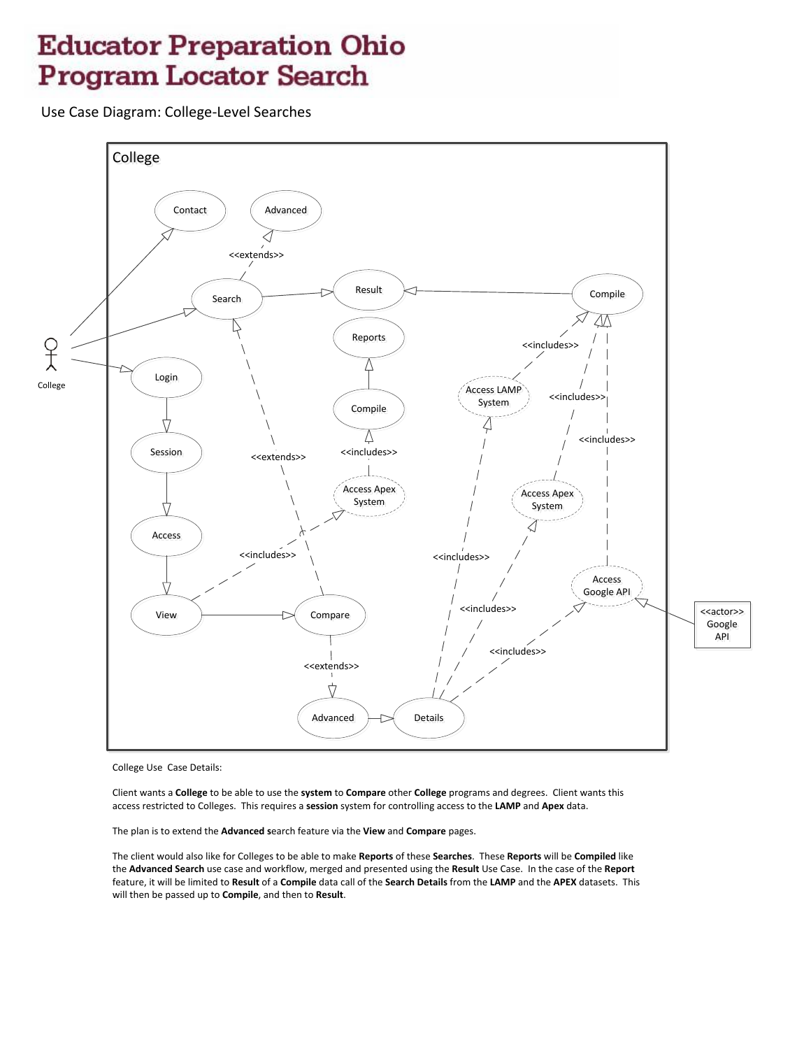# Educator Preparation Ohio Program Locator Search

Use Case Diagram: College-Level Searches

College

Contact

Advanced

<<extends>>

Search

Result

Compile

Reports

<<includes>>

Access LAMP System

College

Login

Compile

<<includes>>

<<includes>>

Session

<<extends>>

<<includes>>

Access Apex System

Access Apex System

Access

<<includes>>

<<includes>>

Access Google API

View

Compare

<<includes>>

<<actor>> Google API

<<extends>>

<<includes>>

Advanced

Details

College Use Case Details:

Client wants a **College** to be able to use the **system** to **Compare** other **College** programs and degrees. Client wants this access restricted to Colleges. This requires a **session** system for controlling access to the **LAMP** and **Apex** data.

The plan is to extend the **Advanced s**earch feature via the **View** and **Compare** pages.

The client would also like for Colleges to be able to make **Reports** of these **Searches**. These **Reports** will be **Compiled** like the **Advanced Search** use case and workflow, merged and presented using the **Result** Use Case. In the case of the **Report** feature, it will be limited to **Result** of a **Compile** data call of the **Search Details** from the **LAMP** and the **APEX** datasets. This will then be passed up to **Compile**, and then to **Result**.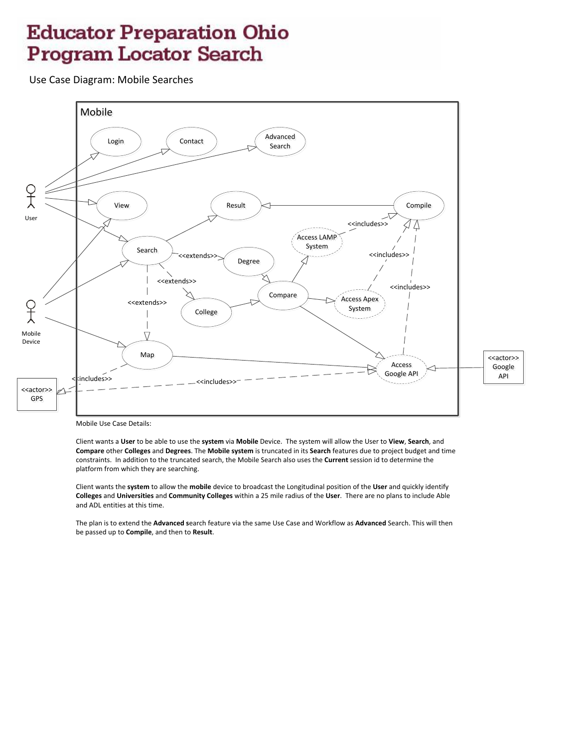# Educator Preparation Ohio Program Locator Search

Use Case Diagram: Mobile Searches

Mobile

Login | Contact | Advanced Search

User | View | Result | Compile

Search | <<extends>> | Degree | Access LAMP System | <<includes>>

<<extends>> | College | Compare | Access Apex System | <<includes>> | <<includes>>

<<extends>>

Mobile Device | Map | Access Google API | <<actor>> Google API

<<includes>> | <<actor>> GPS | <<includes>>

Mobile Use Case Details:

Client wants a **User** to be able to use the **system** via **Mobile** Device. The system will allow the User to **View**, **Search**, and **Compare** other **Colleges** and **Degrees**. The **Mobile system** is truncated in its **Search** features due to project budget and time constraints. In addition to the truncated search, the Mobile Search also uses the **Current** session id to determine the platform from which they are searching.

Client wants the **system** to allow the **mobile** device to broadcast the Longitudinal position of the **User** and quickly identify **Colleges** and **Universities** and **Community Colleges** within a 25 mile radius of the **User**. There are no plans to include Able and ADL entities at this time.

The plan is to extend the **Advanced s**earch feature via the same Use Case and Workflow as **Advanced** Search. This will then be passed up to **Compile**, and then to **Result**.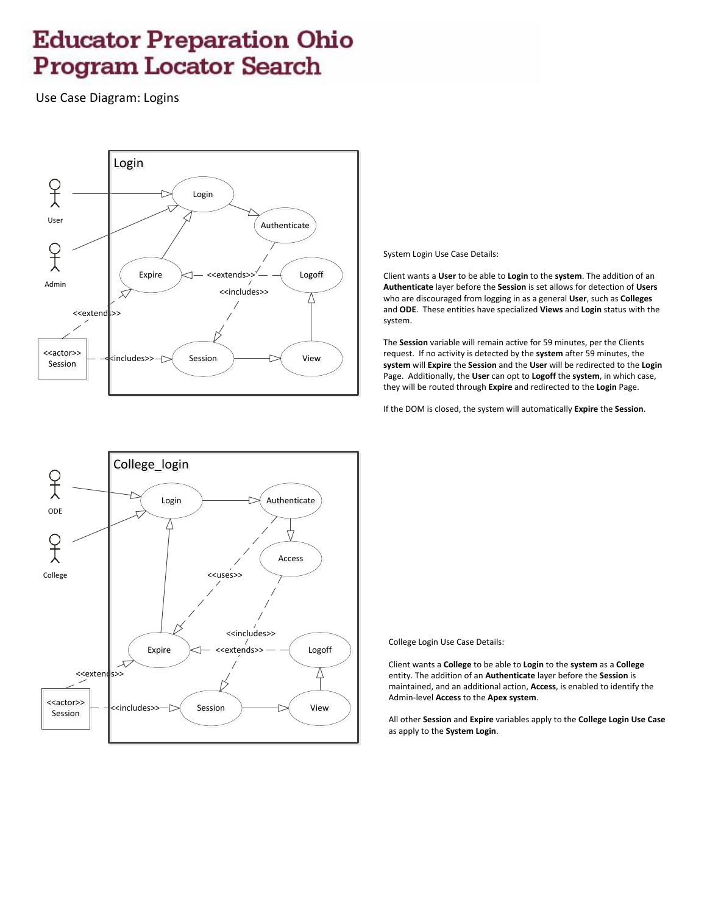# Educator Preparation Ohio Program Locator Search

Use Case Diagram: Logins

Login

User

Admin

Login

Authenticate

Expire

<<extends>>

Logoff

<<includes>>

<<extends>>

<<actor>> Session

<<includes>>

Session

View

System Login Use Case Details:

Client wants a **User** to be able to **Login** to the **system**. The addition of an **Authenticate** layer before the **Session** is set allows for detection of **Users** who are discouraged from logging in as a general **User**, such as **Colleges** and **ODE**. These entities have specialized **Views** and **Login** status with the system.

The **Session** variable will remain active for 59 minutes, per the Clients request. If no activity is detected by the **system** after 59 minutes, the **system** will **Expire** the **Session** and the **User** will be redirected to the **Login** Page. Additionally, the **User** can opt to **Logoff** the **system**, in which case, they will be routed through **Expire** and redirected to the **Login** Page.

If the DOM is closed, the system will automatically **Expire** the **Session**.

College_login

ODE

College

Login

Authenticate

Access

<<uses>>

<<includes>>

Expire

<<extends>>

Logoff

<<extends>>

<<actor>> Session

<<includes>>

Session

View

College Login Use Case Details:

Client wants a **College** to be able to **Login** to the **system** as a **College** entity. The addition of an **Authenticate** layer before the **Session** is maintained, and an additional action, **Access**, is enabled to identify the Admin-level **Access** to the **Apex system**.

All other **Session** and **Expire** variables apply to the **College Login Use Case** as apply to the **System Login**.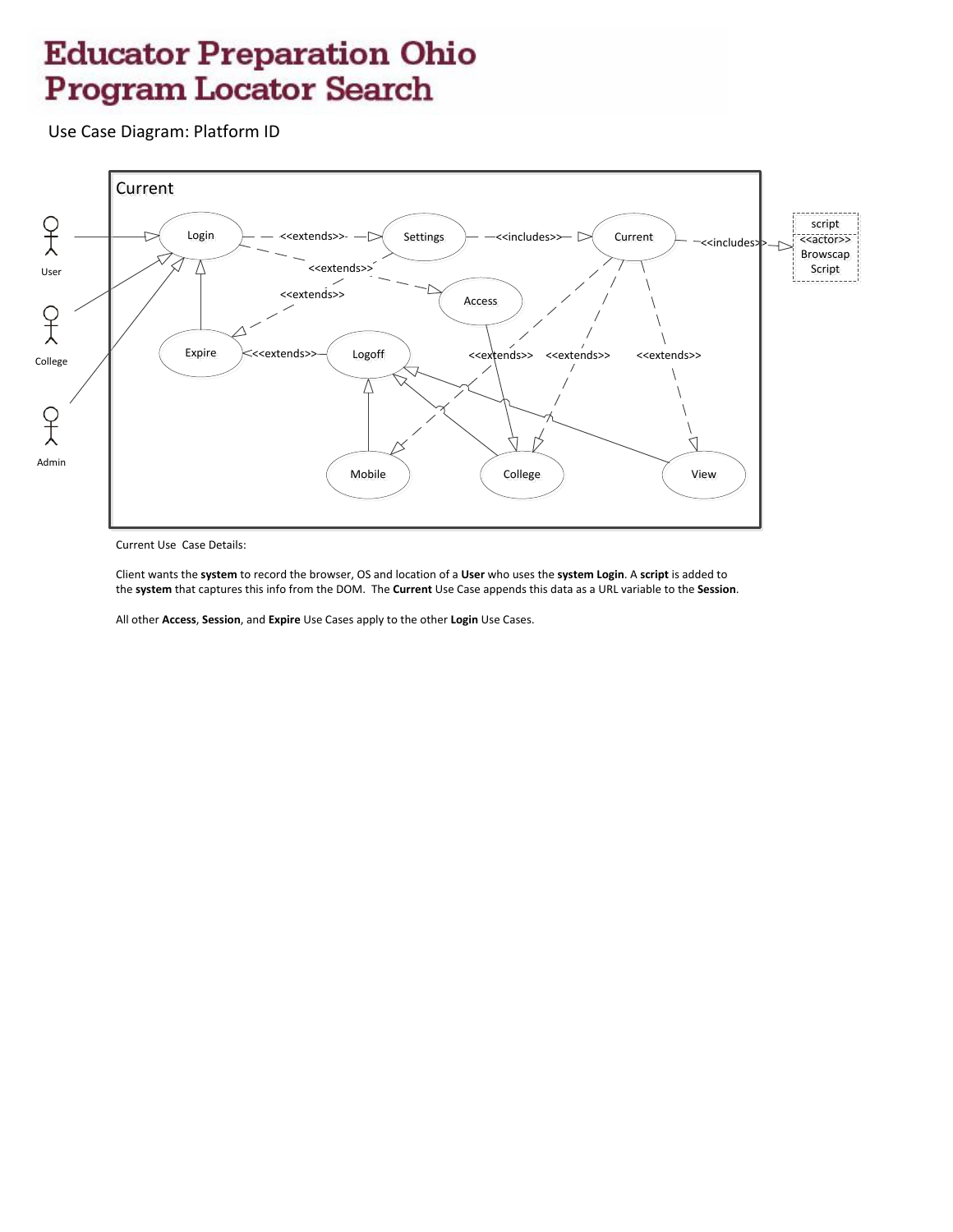# Educator Preparation Ohio
# Program Locator Search

Use Case Diagram: Platform ID

Current

User

College

Admin

Login

Settings

Current

Access

Expire

Logoff

Mobile

College

View

<<extends>>

<<includes>>

<<includes>>

<<extends>>

<<extends>>

<<extends>>

<<extends>>

<<extends>>

<<extends>>

script
<<actor>>
Browscap
Script

Current Use Case Details:

Client wants the **system** to record the browser, OS and location of a **User** who uses the **system Login**. A **script** is added to the **system** that captures this info from the DOM. The **Current** Use Case appends this data as a URL variable to the **Session**.

All other **Access**, **Session**, and **Expire** Use Cases apply to the other **Login** Use Cases.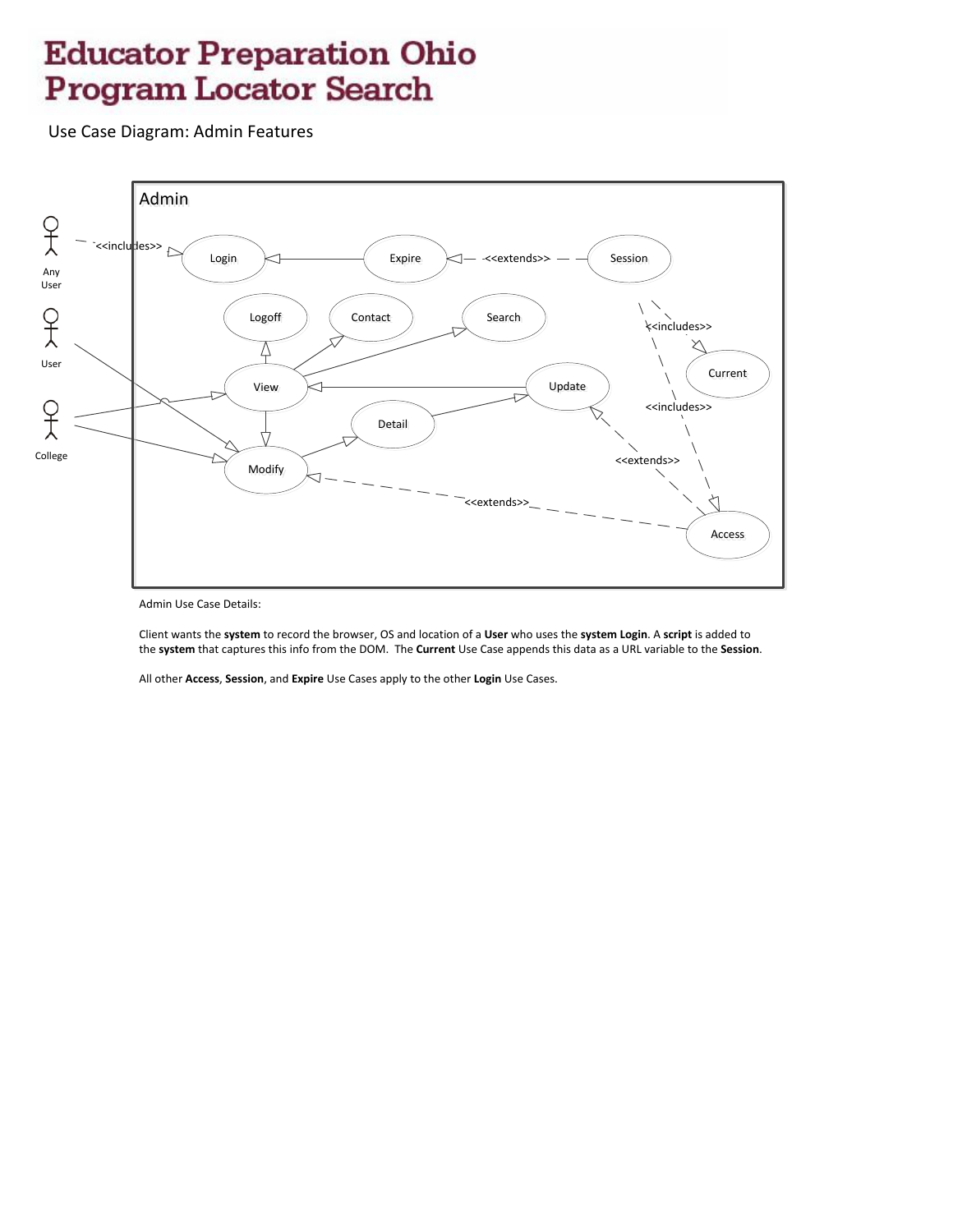# Educator Preparation Ohio Program Locator Search

Use Case Diagram: Admin Features

Admin

Any User

User

College

<<includes>>

Login

Expire

<<extends>>

Session

Logoff

Contact

Search

<<includes>>

Current

View

Update

<<includes>>

Detail

<<extends>>

Modify

<<extends>>

Access

Admin Use Case Details:

Client wants the **system** to record the browser, OS and location of a **User** who uses the **system Login**. A **script** is added to the **system** that captures this info from the DOM. The **Current** Use Case appends this data as a URL variable to the **Session**.

All other **Access**, **Session**, and **Expire** Use Cases apply to the other **Login** Use Cases.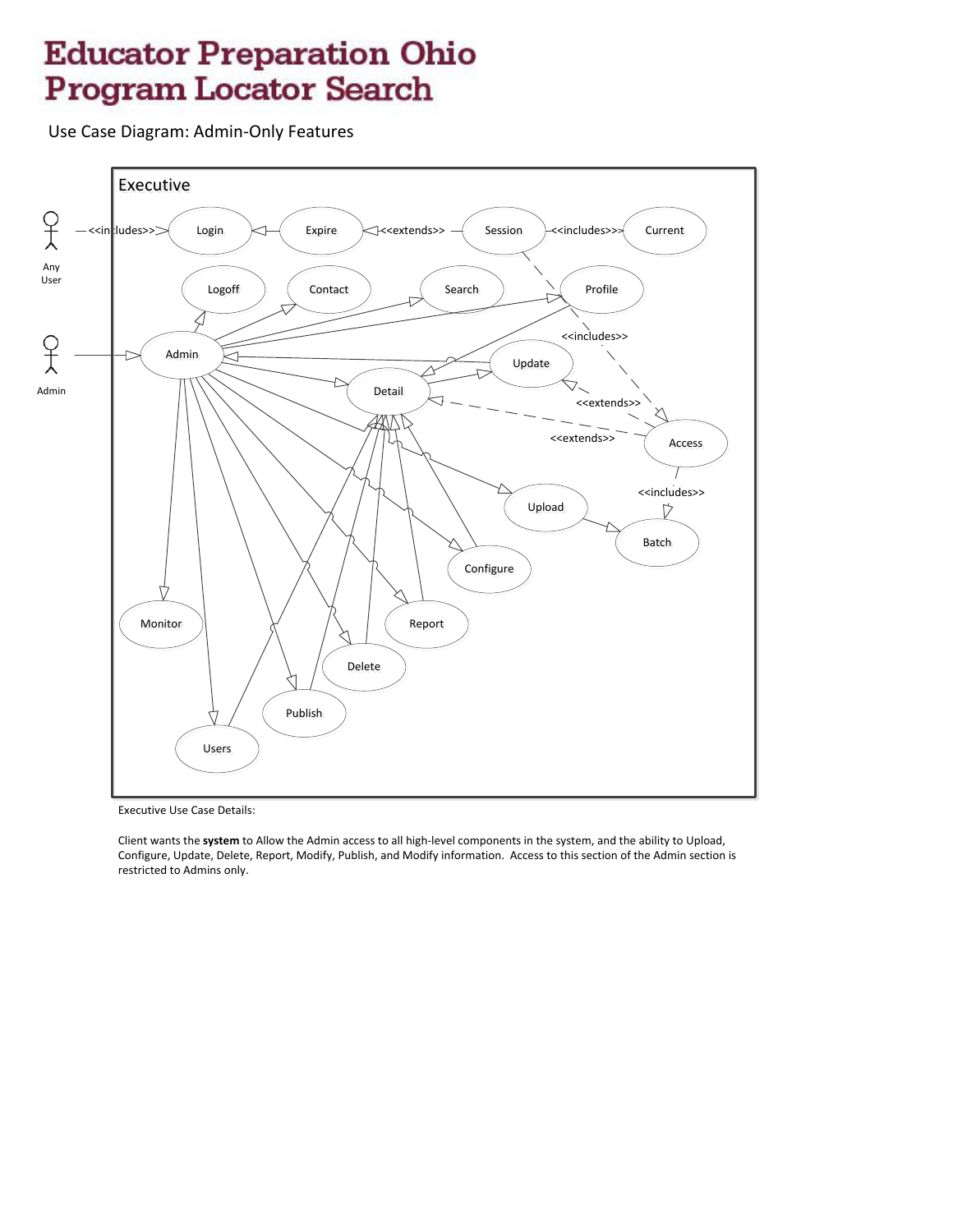# Educator Preparation Ohio Program Locator Search

Use Case Diagram: Admin-Only Features

Executive

Any User — <<includes>> → Login

Expire → Login

Session <<extends>> → Expire

Session <<includes>> → Current

Admin → Admin

Logoff, Contact, Search, Profile, Detail, Update, Access, Upload, Batch, Configure, Report, Delete, Publish, Users, Monitor

<<includes>>

<<extends>>

<<extends>>

<<includes>>

Executive Use Case Details:

Client wants the **system** to Allow the Admin access to all high-level components in the system, and the ability to Upload, Configure, Update, Delete, Report, Modify, Publish, and Modify information. Access to this section of the Admin section is restricted to Admins only.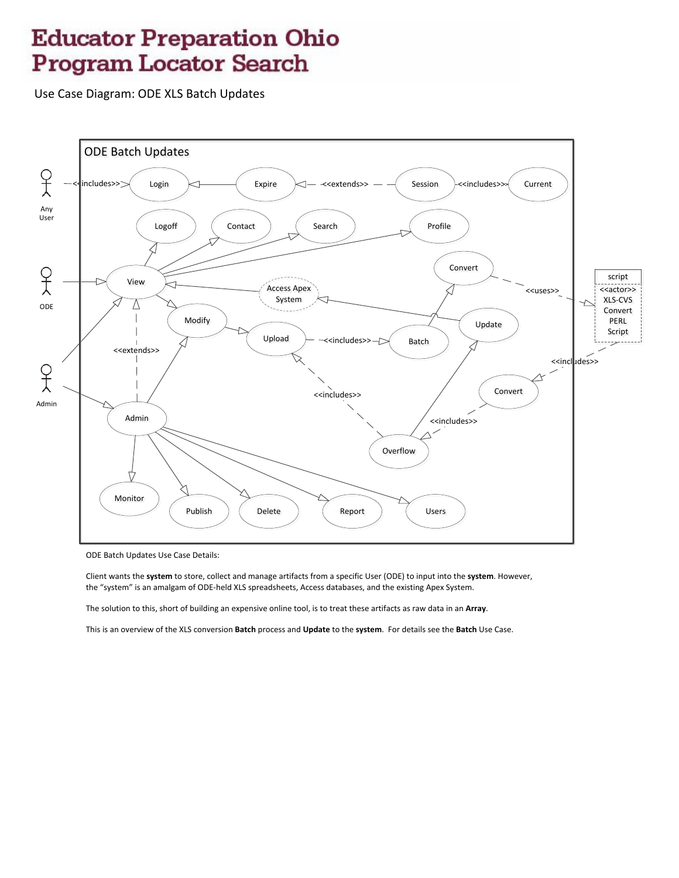# Educator Preparation Ohio Program Locator Search

Use Case Diagram: ODE XLS Batch Updates

ODE Batch Updates

Any User — <<includes>> → Login
Expire → Login
Session — <<extends>> → Expire
Session — <<includes>> — Current

ODE → View

View → Logoff
View → Contact
View → Search
View → Profile
View → Modify
Access Apex System → View
Update → Access Apex System

Modify → Upload
Upload — <<includes>> → Batch
Batch → Convert
Convert — <<uses>> → script

script
<<actor>>
XLS-CVS
Convert
PERL
Script

script — <<includes>> → Convert
Convert — <<includes>> → Overflow
Overflow → Update
Overflow — <<includes>> → Upload

Admin → View
Admin → Admin
Admin — <<extends>> → View
Admin → Modify
Admin → Monitor
Admin → Publish
Admin → Delete
Admin → Report
Admin → Users

ODE Batch Updates Use Case Details:

Client wants the **system** to store, collect and manage artifacts from a specific User (ODE) to input into the **system**. However, the "system" is an amalgam of ODE-held XLS spreadsheets, Access databases, and the existing Apex System.

The solution to this, short of building an expensive online tool, is to treat these artifacts as raw data in an **Array**.

This is an overview of the XLS conversion **Batch** process and **Update** to the **system**. For details see the **Batch** Use Case.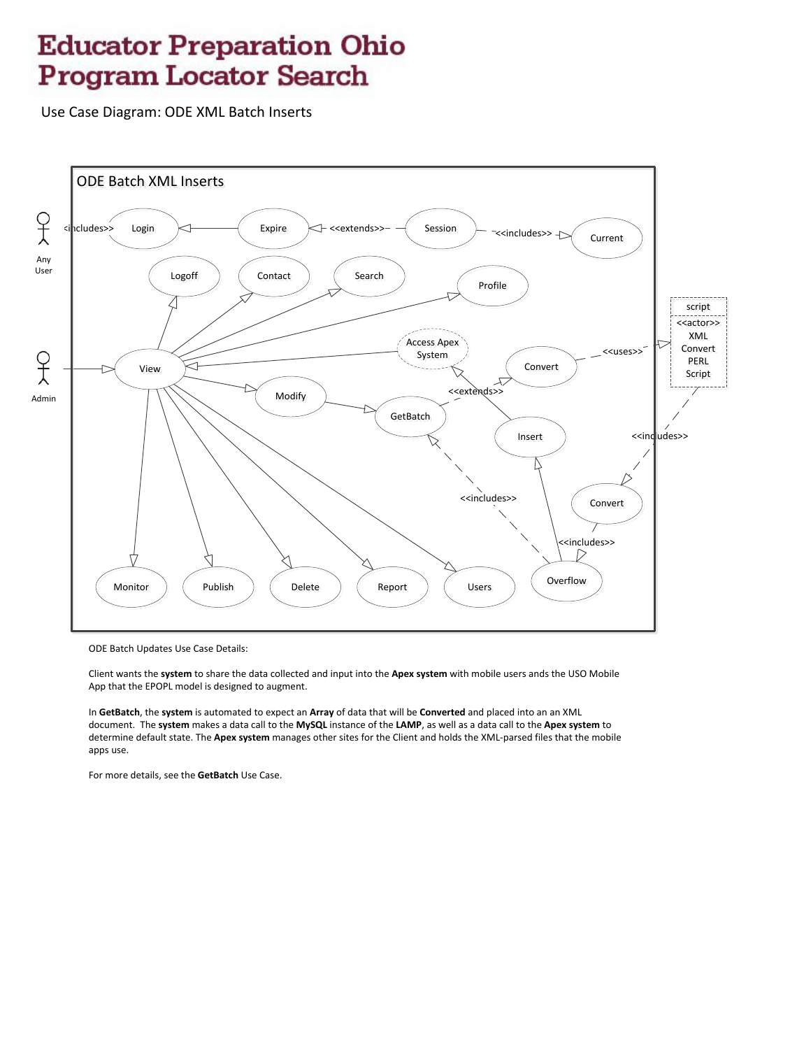# Educator Preparation Ohio Program Locator Search

Use Case Diagram: ODE XML Batch Inserts

ODE Batch XML Inserts

ODE Batch Updates Use Case Details:

Client wants the **system** to share the data collected and input into the **Apex system** with mobile users ands the USO Mobile App that the EPOPL model is designed to augment.

In **GetBatch**, the **system** is automated to expect an **Array** of data that will be **Converted** and placed into an an XML document. The **system** makes a data call to the **MySQL** instance of the **LAMP**, as well as a data call to the **Apex system** to determine default state. The **Apex system** manages other sites for the Client and holds the XML-parsed files that the mobile apps use.

For more details, see the **GetBatch** Use Case.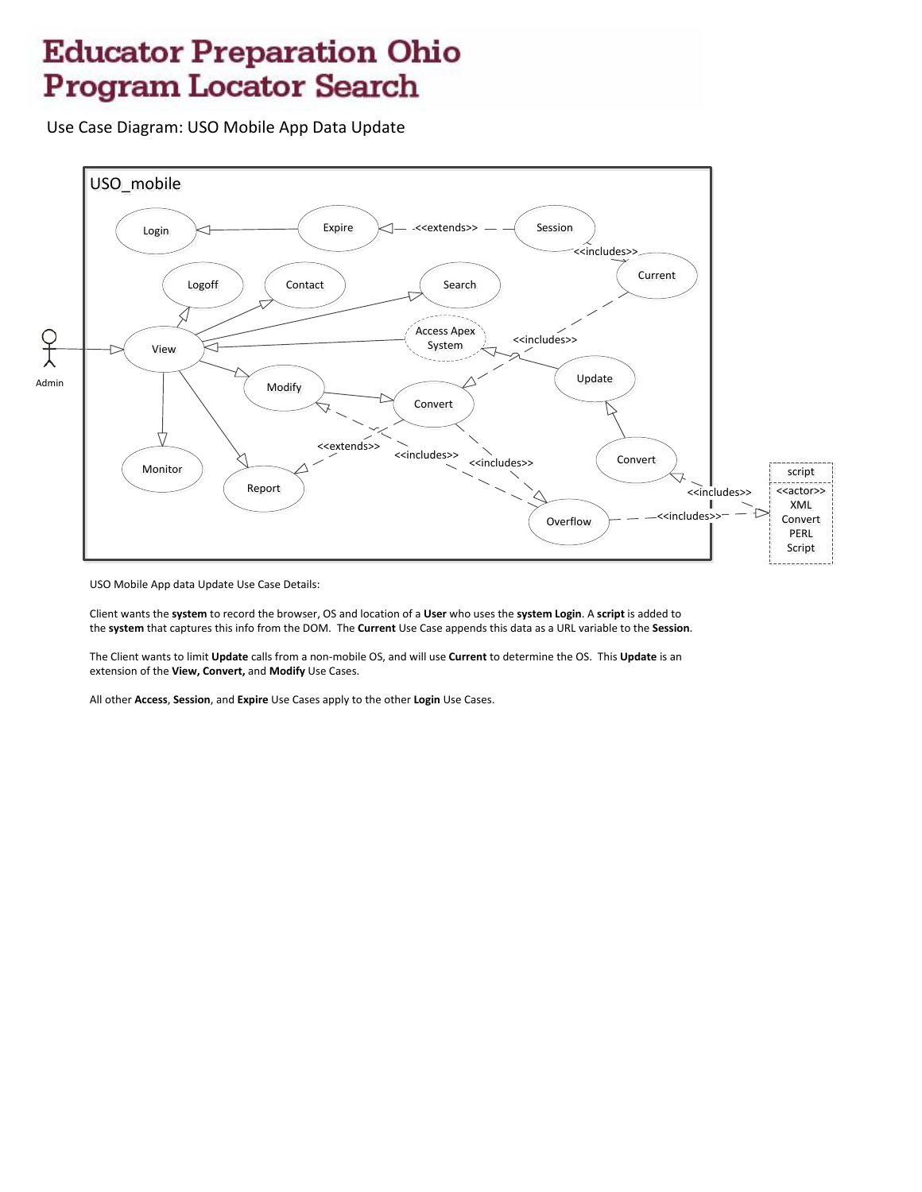# Educator Preparation Ohio Program Locator Search

Use Case Diagram: USO Mobile App Data Update

USO_mobile

Login

Expire

<<extends>>

Session

<<includes>>

Current

Logoff

Contact

Search

Access Apex System

<<includes>>

View

Admin

Modify

Convert

Update

<<extends>>

<<includes>>

<<includes>>

Monitor

Report

Convert

<<includes>>

Overflow

<<includes>>

script

<<actor>> XML Convert PERL Script

USO Mobile App data Update Use Case Details:

Client wants the **system** to record the browser, OS and location of a **User** who uses the **system Login**. A **script** is added to the **system** that captures this info from the DOM. The **Current** Use Case appends this data as a URL variable to the **Session**.

The Client wants to limit **Update** calls from a non-mobile OS, and will use **Current** to determine the OS. This **Update** is an extension of the **View, Convert,** and **Modify** Use Cases.

All other **Access**, **Session**, and **Expire** Use Cases apply to the other **Login** Use Cases.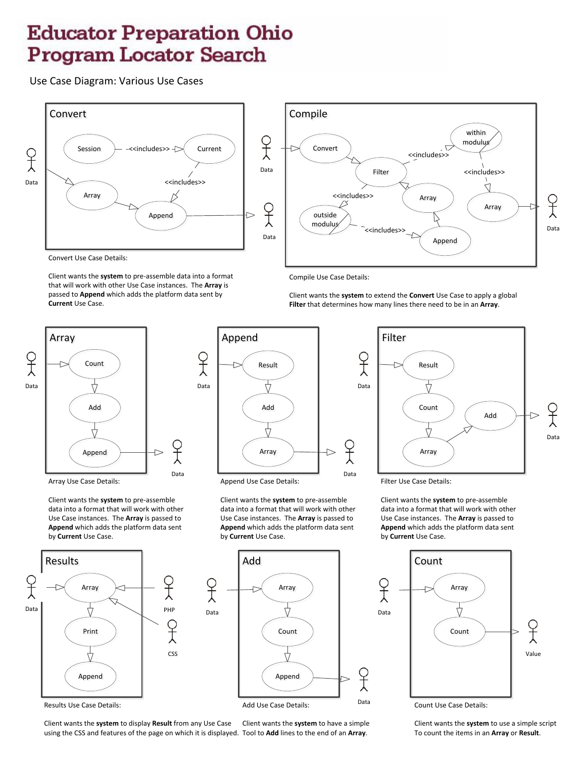# Educator Preparation Ohio Program Locator Search

Use Case Diagram: Various Use Cases

## Convert

Data

Session — <<includes>> → Current

Current — <<includes>> → Append

Array → Append

Data

Convert Use Case Details:

Client wants the **system** to pre-assemble data into a format that will work with other Use Case instances. The **Array** is passed to **Append** which adds the platform data sent by **Current** Use Case.

## Compile

Data

Convert → Filter

Filter — <<includes>> → within modulus

within modulus — <<includes>> → Array

Filter — <<includes>> → outside modulus

outside modulus — <<includes>> → Append

Filter → Array

Append → Array

Data

Compile Use Case Details:

Client wants the **system** to extend the **Convert** Use Case to apply a global **Filter** that determines how many lines there need to be in an **Array**.

## Array

Data

Count → Add → Append

Data

Array Use Case Details:

Client wants the **system** to pre-assemble data into a format that will work with other Use Case instances. The **Array** is passed to **Append** which adds the platform data sent by **Current** Use Case.

## Append

Data

Result → Add → Array

Data

Append Use Case Details:

Client wants the **system** to pre-assemble data into a format that will work with other Use Case instances. The **Array** is passed to **Append** which adds the platform data sent by **Current** Use Case.

## Filter

Data

Result → Count → Array → Add

Data

Filter Use Case Details:

Client wants the **system** to pre-assemble data into a format that will work with other Use Case instances. The **Array** is passed to **Append** which adds the platform data sent by **Current** Use Case.

## Results

Data

PHP

CSS

Array → Print → Append

Results Use Case Details:

Client wants the **system** to display **Result** from any Use Case using the CSS and features of the page on which it is displayed.

## Add

Data

Array → Count → Append

Data

Add Use Case Details:

Client wants the **system** to have a simple Tool to **Add** lines to the end of an **Array**.

## Count

Data

Array → Count

Value

Count Use Case Details:

Client wants the **system** to use a simple script To count the items in an **Array** or **Result**.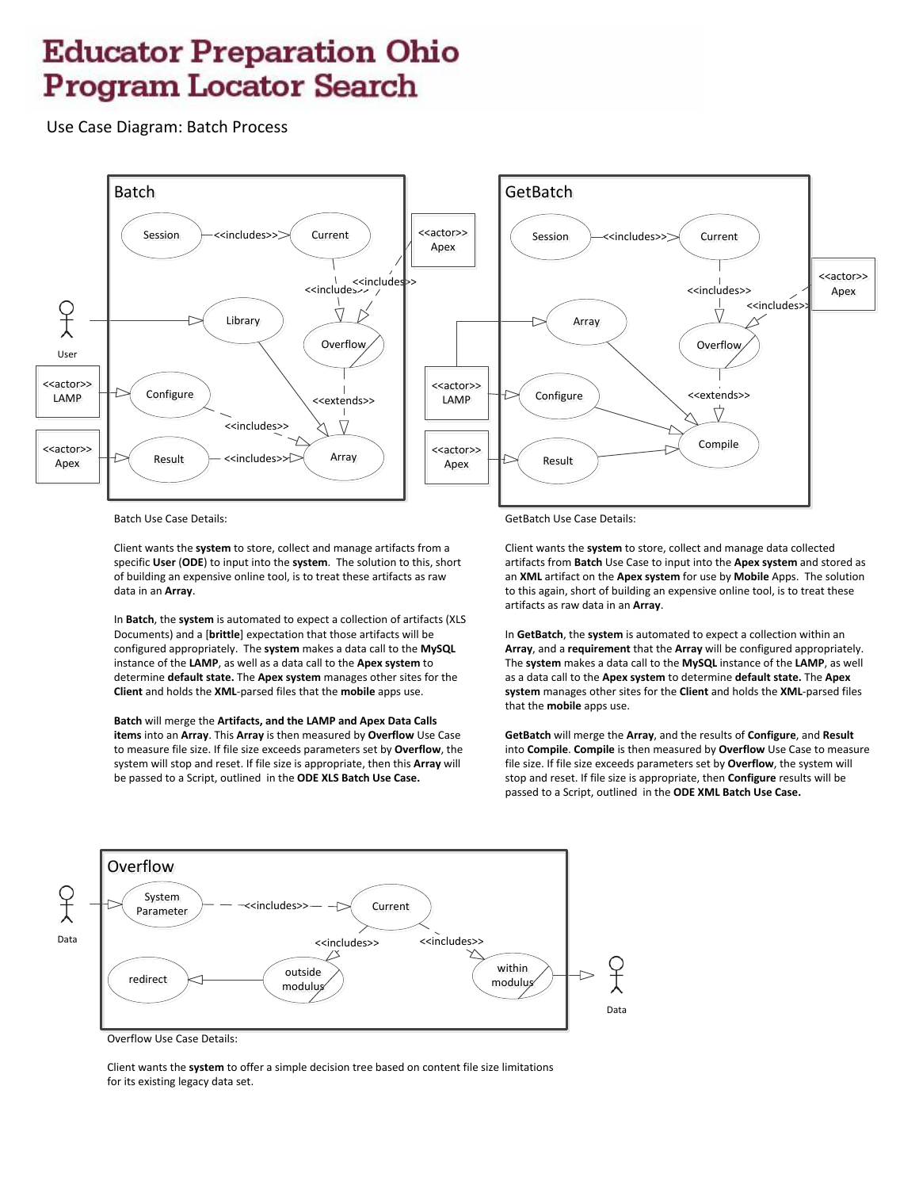# Educator Preparation Ohio Program Locator Search

Use Case Diagram: Batch Process

Batch

Session —<<includes>>> Current

<<includes>> <<includes>>

<<actor>> Apex

User

Library

Overflow

<<extends>>

<<actor>> LAMP

Configure

<<includes>>

<<actor>> Apex

Result — <<includes>> Array

GetBatch

Session —<<includes>> Current

<<includes>>

<<actor>> Apex

<<includes>>

Array

Overflow

<<extends>>

<<actor>> LAMP

Configure

Compile

<<actor>> Apex

Result

Batch Use Case Details:

Client wants the **system** to store, collect and manage artifacts from a specific **User** (**ODE**) to input into the **system**. The solution to this, short of building an expensive online tool, is to treat these artifacts as raw data in an **Array**.

In **Batch**, the **system** is automated to expect a collection of artifacts (XLS Documents) and a [**brittle**] expectation that those artifacts will be configured appropriately. The **system** makes a data call to the **MySQL** instance of the **LAMP**, as well as a data call to the **Apex system** to determine **default state.** The **Apex system** manages other sites for the **Client** and holds the **XML**-parsed files that the **mobile** apps use.

**Batch** will merge the **Artifacts, and the LAMP and Apex Data Calls items** into an **Array**. This **Array** is then measured by **Overflow** Use Case to measure file size. If file size exceeds parameters set by **Overflow**, the system will stop and reset. If file size is appropriate, then this **Array** will be passed to a Script, outlined in the **ODE XLS Batch Use Case.**

GetBatch Use Case Details:

Client wants the **system** to store, collect and manage data collected artifacts from **Batch** Use Case to input into the **Apex system** and stored as an **XML** artifact on the **Apex system** for use by **Mobile** Apps. The solution to this again, short of building an expensive online tool, is to treat these artifacts as raw data in an **Array**.

In **GetBatch**, the **system** is automated to expect a collection within an **Array**, and a **requirement** that the **Array** will be configured appropriately. The **system** makes a data call to the **MySQL** instance of the **LAMP**, as well as a data call to the **Apex system** to determine **default state.** The **Apex system** manages other sites for the **Client** and holds the **XML**-parsed files that the **mobile** apps use.

**GetBatch** will merge the **Array**, and the results of **Configure**, and **Result** into **Compile**. **Compile** is then measured by **Overflow** Use Case to measure file size. If file size exceeds parameters set by **Overflow**, the system will stop and reset. If file size is appropriate, then **Configure** results will be passed to a Script, outlined in the **ODE XML Batch Use Case.**

Overflow

Data

System Parameter — <<includes>> — Current

<<includes>> <<includes>>

redirect ← outside modulus

within modulus → Data

Overflow Use Case Details:

Client wants the **system** to offer a simple decision tree based on content file size limitations for its existing legacy data set.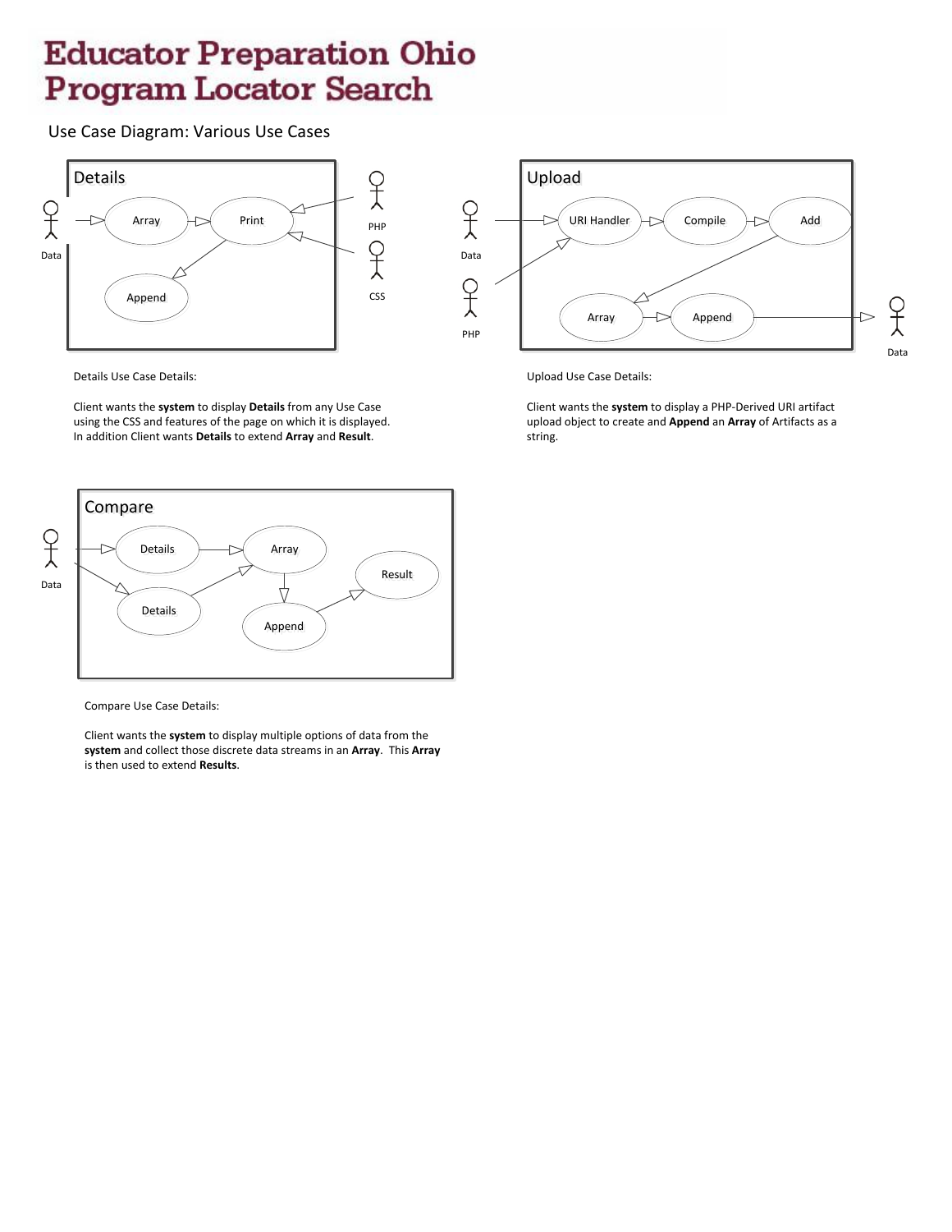# Educator Preparation Ohio Program Locator Search

Use Case Diagram: Various Use Cases

Details

Data

Array

Print

Append

PHP

CSS

Upload

Data

PHP

URI Handler

Compile

Add

Array

Append

Data

Details Use Case Details:

Client wants the **system** to display **Details** from any Use Case using the CSS and features of the page on which it is displayed. In addition Client wants **Details** to extend **Array** and **Result**.

Upload Use Case Details:

Client wants the **system** to display a PHP-Derived URI artifact upload object to create and **Append** an **Array** of Artifacts as a string.

Compare

Data

Details

Details

Array

Append

Result

Compare Use Case Details:

Client wants the **system** to display multiple options of data from the **system** and collect those discrete data streams in an **Array**. This **Array** is then used to extend **Results**.